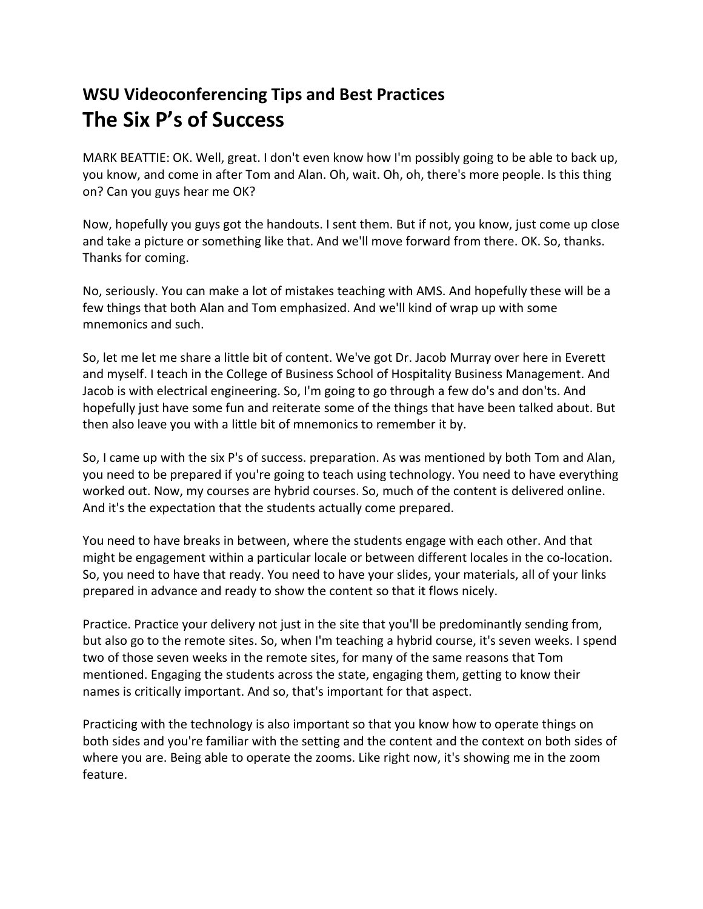### WSU Videoconferencing Tips and Best Practices

# The Six P's of Success

MARK BEATTIE: OK. Well, great. I don't even know how I'm possibly going to be able to back up, you know, and come in after Tom and Alan. Oh, wait. Oh, oh, there's more people. Is this thing on? Can you guys hear me OK?

Now, hopefully you guys got the handouts. I sent them. But if not, you know, just come up close and take a picture or something like that. And we'll move forward from there. OK. So, thanks. Thanks for coming.

No, seriously. You can make a lot of mistakes teaching with AMS. And hopefully these will be a few things that both Alan and Tom emphasized. And we'll kind of wrap up with some mnemonics and such.

So, let me let me share a little bit of content. We've got Dr. Jacob Murray over here in Everett and myself. I teach in the College of Business School of Hospitality Business Management. And Jacob is with electrical engineering. So, I'm going to go through a few do's and don'ts. And hopefully just have some fun and reiterate some of the things that have been talked about. But then also leave you with a little bit of mnemonics to remember it by.

So, I came up with the six P's of success. preparation. As was mentioned by both Tom and Alan, you need to be prepared if you're going to teach using technology. You need to have everything worked out. Now, my courses are hybrid courses. So, much of the content is delivered online. And it's the expectation that the students actually come prepared.

You need to have breaks in between, where the students engage with each other. And that might be engagement within a particular locale or between different locales in the co-location. So, you need to have that ready. You need to have your slides, your materials, all of your links prepared in advance and ready to show the content so that it flows nicely.

Practice. Practice your delivery not just in the site that you'll be predominantly sending from, but also go to the remote sites. So, when I'm teaching a hybrid course, it's seven weeks. I spend two of those seven weeks in the remote sites, for many of the same reasons that Tom mentioned. Engaging the students across the state, engaging them, getting to know their names is critically important. And so, that's important for that aspect.

Practicing with the technology is also important so that you know how to operate things on both sides and you're familiar with the setting and the content and the context on both sides of where you are. Being able to operate the zooms. Like right now, it's showing me in the zoom feature.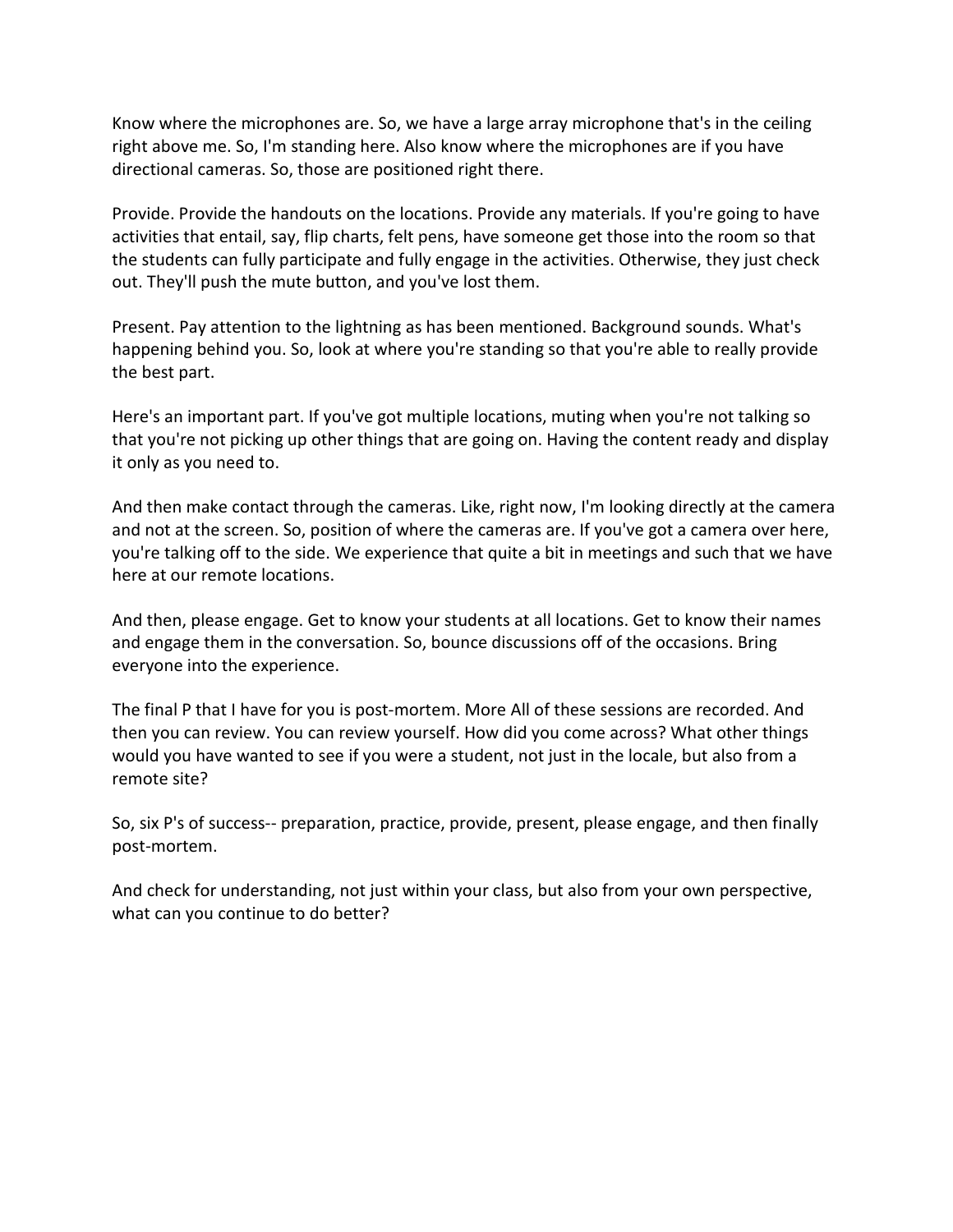Know where the microphones are. So, we have a large array microphone that's in the ceiling right above me. So, I'm standing here. Also know where the microphones are if you have directional cameras. So, those are positioned right there.

Provide. Provide the handouts on the locations. Provide any materials. If you're going to have activities that entail, say, flip charts, felt pens, have someone get those into the room so that the students can fully participate and fully engage in the activities. Otherwise, they just check out. They'll push the mute button, and you've lost them.

Present. Pay attention to the lightning as has been mentioned. Background sounds. What's happening behind you. So, look at where you're standing so that you're able to really provide the best part.

Here's an important part. If you've got multiple locations, muting when you're not talking so that you're not picking up other things that are going on. Having the content ready and display it only as you need to.

And then make contact through the cameras. Like, right now, I'm looking directly at the camera and not at the screen. So, position of where the cameras are. If you've got a camera over here, you're talking off to the side. We experience that quite a bit in meetings and such that we have here at our remote locations.

And then, please engage. Get to know your students at all locations. Get to know their names and engage them in the conversation. So, bounce discussions off of the occasions. Bring everyone into the experience.

The final P that I have for you is post-mortem. More All of these sessions are recorded. And then you can review. You can review yourself. How did you come across? What other things would you have wanted to see if you were a student, not just in the locale, but also from a remote site?

So, six P's of success-- preparation, practice, provide, present, please engage, and then finally post-mortem.

And check for understanding, not just within your class, but also from your own perspective, what can you continue to do better?